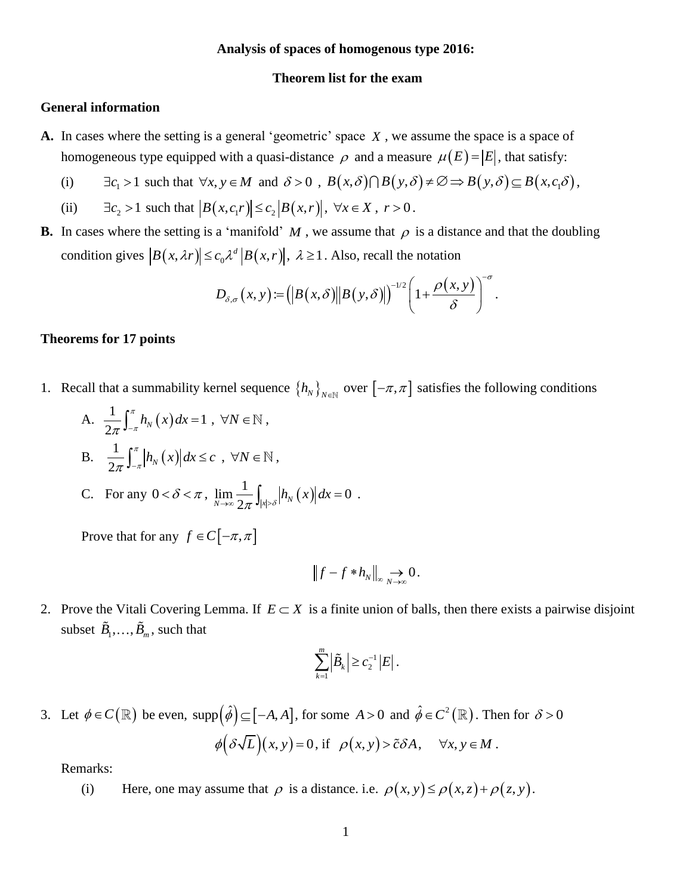**Analysis of spaces of homogenous type 2016:**

**Theorem list for the exam**

### General information

**A.** In cases where the setting is a general 'geometric' space $X$, we assume the space is a space of homogeneous type equipped with a quasi-distance $\rho$ and a measure $\mu(E)=|E|$, that satisfy:

(i) $\exists c_1 > 1$ such that $\forall x, y \in M$ and $\delta > 0$, $B(x,\delta)\cap B(y,\delta) \neq \varnothing \Rightarrow B(y,\delta) \subseteq B(x, c_1\delta)$,

(ii) $\exists c_2 > 1$ such that $|B(x,c_1 r)| \le c_2 |B(x,r)|$, $\forall x \in X$, $r > 0$.

**B.** In cases where the setting is a 'manifold' $M$, we assume that $\rho$ is a distance and that the doubling condition gives $|B(x,\lambda r)| \le c_0 \lambda^d |B(x,r)|$, $\lambda \ge 1$. Also, recall the notation

$$D_{\delta,\sigma}(x,y) := \left(|B(x,\delta)||B(y,\delta)|\right)^{-1/2}\left(1+\frac{\rho(x,y)}{\delta}\right)^{-\sigma}.$$

### Theorems for 17 points

1. Recall that a summability kernel sequence $\{h_N\}_{N\in\mathbb{N}}$ over $[-\pi,\pi]$ satisfies the following conditions

   A. $\frac{1}{2\pi}\int_{-\pi}^{\pi} h_N(x)\,dx = 1$, $\forall N \in \mathbb{N}$,

   B. $\frac{1}{2\pi}\int_{-\pi}^{\pi} |h_N(x)|\,dx \le c$, $\forall N \in \mathbb{N}$,

   C. For any $0<\delta<\pi$, $\lim_{N\to\infty}\frac{1}{2\pi}\int_{|x|>\delta}|h_N(x)|\,dx = 0$.

   Prove that for any $f \in C[-\pi,\pi]$

   $$\|f - f * h_N\|_\infty \underset{N\to\infty}{\to} 0.$$

2. Prove the Vitali Covering Lemma. If $E \subset X$ is a finite union of balls, then there exists a pairwise disjoint subset $\tilde{B}_1,\ldots,\tilde{B}_m$, such that

   $$\sum_{k=1}^{m}\left|\tilde{B}_k\right| \ge c_2^{-1}|E|.$$

3. Let $\phi \in C(\mathbb{R})$ be even, $\operatorname{supp}(\hat{\phi}) \subseteq [-A,A]$, for some $A>0$ and $\hat{\phi}\in C^2(\mathbb{R})$. Then for $\delta > 0$

   $$\phi\left(\delta\sqrt{L}\right)(x,y) = 0, \text{ if } \rho(x,y) > \tilde{c}\delta A, \quad \forall x,y \in M.$$

   Remarks:

   (i) Here, one may assume that $\rho$ is a distance. i.e. $\rho(x,y) \le \rho(x,z) + \rho(z,y)$.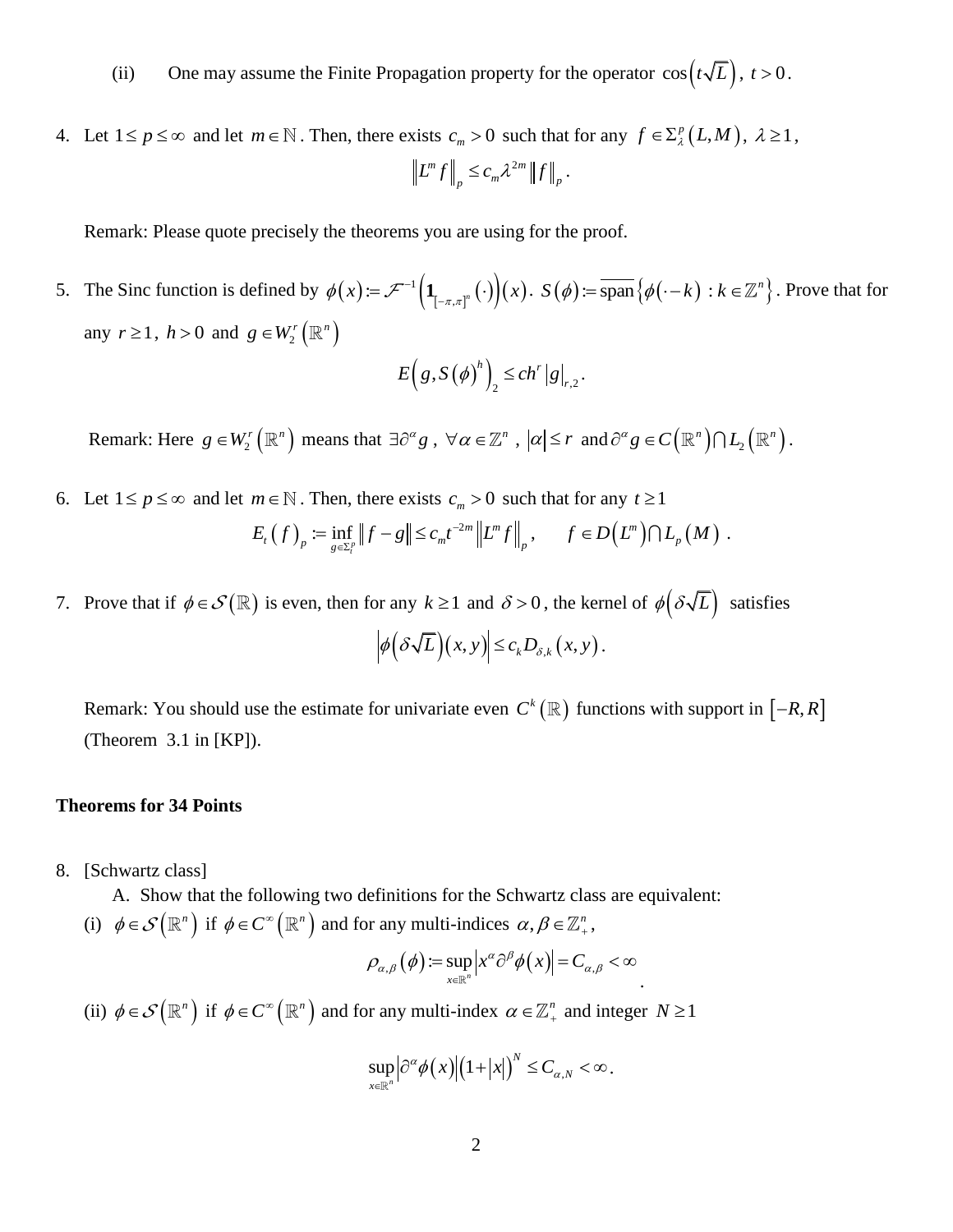(ii) One may assume the Finite Propagation property for the operator $\cos\left(t\sqrt{L}\right),\ t>0$.

4. Let $1 \le p \le \infty$ and let $m \in \mathbb{N}$. Then, there exists $c_m > 0$ such that for any $f \in \Sigma_\lambda^p(L,M),\ \lambda \ge 1$,

$$\left\| L^m f \right\|_p \le c_m \lambda^{2m} \left\| f \right\|_p .$$

   Remark: Please quote precisely the theorems you are using for the proof.

5. The Sinc function is defined by $\phi(x) := \mathcal{F}^{-1}\left(\mathbf{1}_{[-\pi,\pi]^n}(\cdot)\right)(x)$. $S(\phi) := \overline{\text{span}}\left\{\phi(\cdot - k)\ :\ k \in \mathbb{Z}^n\right\}$. Prove that for any $r \ge 1$, $h > 0$ and $g \in W_2^r(\mathbb{R}^n)$

$$E\left(g, S(\phi)^h\right)_2 \le c h^r \left|g\right|_{r,2} .$$

   Remark: Here $g \in W_2^r(\mathbb{R}^n)$ means that $\exists \partial^\alpha g\ ,\ \forall \alpha \in \mathbb{Z}^n\ ,\ |\alpha| \le r$ and $\partial^\alpha g \in C(\mathbb{R}^n) \cap L_2(\mathbb{R}^n)$.

6. Let $1 \le p \le \infty$ and let $m \in \mathbb{N}$. Then, there exists $c_m > 0$ such that for any $t \ge 1$

$$E_t(f)_p := \inf_{g \in \Sigma_t^p} \left\| f - g \right\| \le c_m t^{-2m} \left\| L^m f \right\|_p , \qquad f \in D\left(L^m\right) \cap L_p(M) .$$

7. Prove that if $\phi \in \mathcal{S}(\mathbb{R})$ is even, then for any $k \ge 1$ and $\delta > 0$, the kernel of $\phi\left(\delta\sqrt{L}\right)$ satisfies

$$\left|\phi\left(\delta\sqrt{L}\right)(x,y)\right| \le c_k D_{\delta,k}(x,y) .$$

   Remark: You should use the estimate for univariate even $C^k(\mathbb{R})$ functions with support in $[-R,R]$ (Theorem 3.1 in [KP]).

**Theorems for 34 Points**

8. [Schwartz class]
   A. Show that the following two definitions for the Schwartz class are equivalent:

   (i) $\phi \in \mathcal{S}(\mathbb{R}^n)$ if $\phi \in C^\infty(\mathbb{R}^n)$ and for any multi-indices $\alpha, \beta \in \mathbb{Z}_+^n$,

$$\rho_{\alpha,\beta}(\phi) := \sup_{x \in \mathbb{R}^n} \left| x^\alpha \partial^\beta \phi(x) \right| = C_{\alpha,\beta} < \infty .$$

   (ii) $\phi \in \mathcal{S}(\mathbb{R}^n)$ if $\phi \in C^\infty(\mathbb{R}^n)$ and for any multi-index $\alpha \in \mathbb{Z}_+^n$ and integer $N \ge 1$

$$\sup_{x \in \mathbb{R}^n} \left| \partial^\alpha \phi(x) \right| \left(1 + |x|\right)^N \le C_{\alpha,N} < \infty .$$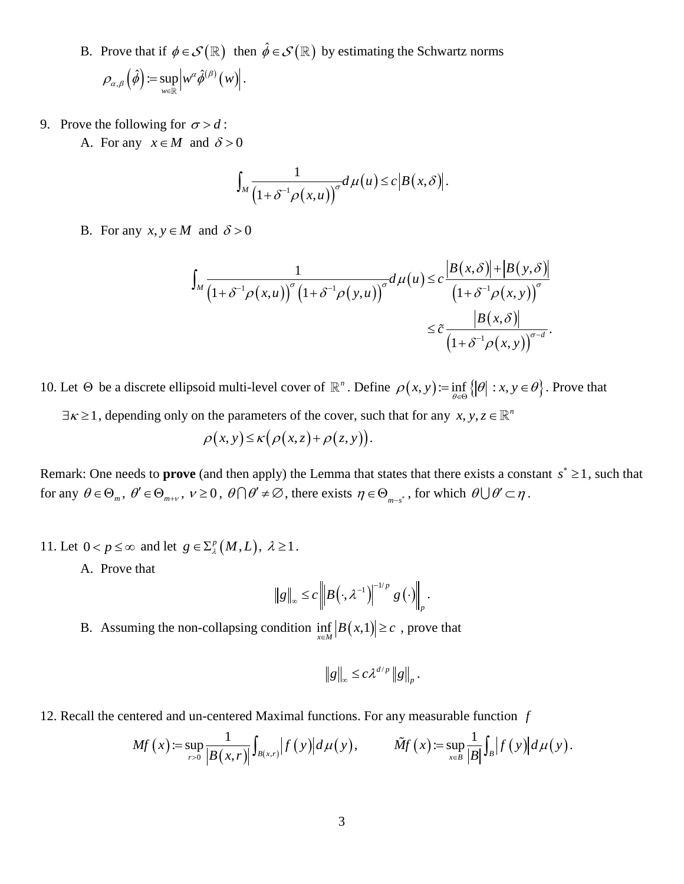B. Prove that if $\phi \in \mathcal{S}(\mathbb{R})$ then $\hat{\phi} \in \mathcal{S}(\mathbb{R})$ by estimating the Schwartz norms $\rho_{\alpha,\beta}(\hat{\phi}) := \sup_{w\in\mathbb{R}} \left| w^{\alpha} \hat{\phi}^{(\beta)}(w) \right|$.

9. Prove the following for $\sigma > d$:

   A. For any $x \in M$ and $\delta > 0$

$$\int_M \frac{1}{\left(1+\delta^{-1}\rho(x,u)\right)^{\sigma}} d\mu(u) \le c\left|B(x,\delta)\right|.$$

   B. For any $x, y \in M$ and $\delta > 0$

$$\int_M \frac{1}{\left(1+\delta^{-1}\rho(x,u)\right)^{\sigma}\left(1+\delta^{-1}\rho(y,u)\right)^{\sigma}} d\mu(u) \le c\frac{\left|B(x,\delta)\right| + \left|B(y,\delta)\right|}{\left(1+\delta^{-1}\rho(x,y)\right)^{\sigma}}$$

$$\le \tilde{c}\frac{\left|B(x,\delta)\right|}{\left(1+\delta^{-1}\rho(x,y)\right)^{\sigma-d}}.$$

10. Let $\Theta$ be a discrete ellipsoid multi-level cover of $\mathbb{R}^n$. Define $\rho(x,y) := \inf_{\theta\in\Theta}\left\{|\theta| : x, y \in \theta\right\}$. Prove that $\exists \kappa \ge 1$, depending only on the parameters of the cover, such that for any $x, y, z \in \mathbb{R}^n$

$$\rho(x,y) \le \kappa\left(\rho(x,z) + \rho(z,y)\right).$$

Remark: One needs to **prove** (and then apply) the Lemma that states that there exists a constant $s^* \ge 1$, such that for any $\theta \in \Theta_m$, $\theta' \in \Theta_{m+\nu}$, $\nu \ge 0$, $\theta \cap \theta' \ne \emptyset$, there exists $\eta \in \Theta_{m-s^*}$, for which $\theta \cup \theta' \subset \eta$.

11. Let $0 < p \le \infty$ and let $g \in \Sigma_{\lambda}^{p}(M,L)$, $\lambda \ge 1$.

   A. Prove that

$$\|g\|_{\infty} \le c\left\|\left|B\left(\cdot,\lambda^{-1}\right)\right|^{-1/p} g(\cdot)\right\|_{p}.$$

   B. Assuming the non-collapsing condition $\inf_{x\in M}\left|B(x,1)\right| \ge c$, prove that

$$\|g\|_{\infty} \le c\lambda^{d/p}\|g\|_{p}.$$

12. Recall the centered and un-centered Maximal functions. For any measurable function $f$

$$Mf(x) := \sup_{r>0}\frac{1}{\left|B(x,r)\right|}\int_{B(x,r)}\left|f(y)\right|d\mu(y), \qquad \tilde{M}f(x) := \sup_{x\in B}\frac{1}{|B|}\int_{B}\left|f(y)\right|d\mu(y).$$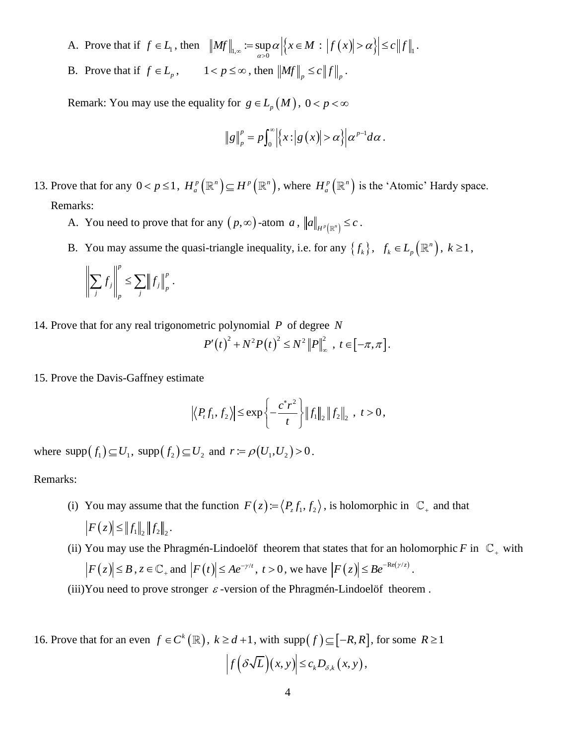A. Prove that if $f \in L_1$, then $\|Mf\|_{1,\infty} := \sup_{\alpha>0} \alpha \left|\left\{x \in M : |f(x)| > \alpha\right\}\right| \le c\|f\|_1$.

B. Prove that if $f \in L_p$, $\quad 1 < p \le \infty$, then $\|Mf\|_p \le c\|f\|_p$.

Remark: You may use the equality for $g \in L_p(M)$, $0 < p < \infty$

$$\|g\|_p^p = p\int_0^\infty \left|\left\{x : |g(x)| > \alpha\right\}\right| \alpha^{p-1} d\alpha .$$

13. Prove that for any $0 < p \le 1$, $H_a^p(\mathbb{R}^n) \subseteq H^p(\mathbb{R}^n)$, where $H_a^p(\mathbb{R}^n)$ is the 'Atomic' Hardy space.

Remarks:

A. You need to prove that for any $(p,\infty)$-atom $a$, $\|a\|_{H^p(\mathbb{R}^n)} \le c$.

B. You may assume the quasi-triangle inequality, i.e. for any $\{f_k\}$, $\ f_k \in L_p(\mathbb{R}^n)$, $k \ge 1$,

$$\left\|\sum_j f_j\right\|_p^p \le \sum_j \|f_j\|_p^p .$$

14. Prove that for any real trigonometric polynomial $P$ of degree $N$

$$P'(t)^2 + N^2 P(t)^2 \le N^2 \|P\|_\infty^2 , \ t \in [-\pi,\pi].$$

15. Prove the Davis-Gaffney estimate

$$\left|\langle P_t f_1, f_2\rangle\right| \le \exp\left\{-\frac{c^* r^2}{t}\right\} \|f_1\|_2 \|f_2\|_2 , \ t > 0,$$

where $\operatorname{supp}(f_1) \subseteq U_1$, $\operatorname{supp}(f_2) \subseteq U_2$ and $r := \rho(U_1,U_2) > 0$.

Remarks:

(i) You may assume that the function $F(z) := \langle P_z f_1, f_2\rangle$, is holomorphic in $\mathbb{C}_+$ and that $|F(z)| \le \|f_1\|_2 \|f_2\|_2$.

(ii) You may use the Phragmén-Lindoelöf theorem that states that for an holomorphic $F$ in $\mathbb{C}_+$ with $|F(z)| \le B$, $z \in \mathbb{C}_+$ and $|F(t)| \le Ae^{-\gamma/t}$, $t > 0$, we have $|F(z)| \le Be^{-\operatorname{Re}(\gamma/z)}$.

(iii) You need to prove stronger $\varepsilon$-version of the Phragmén-Lindoelöf theorem.

16. Prove that for an even $f \in C^k(\mathbb{R})$, $k \ge d+1$, with $\operatorname{supp}(f) \subseteq [-R,R]$, for some $R \ge 1$

$$\left|f\left(\delta\sqrt{L}\right)(x,y)\right| \le c_k D_{\delta,k}(x,y),$$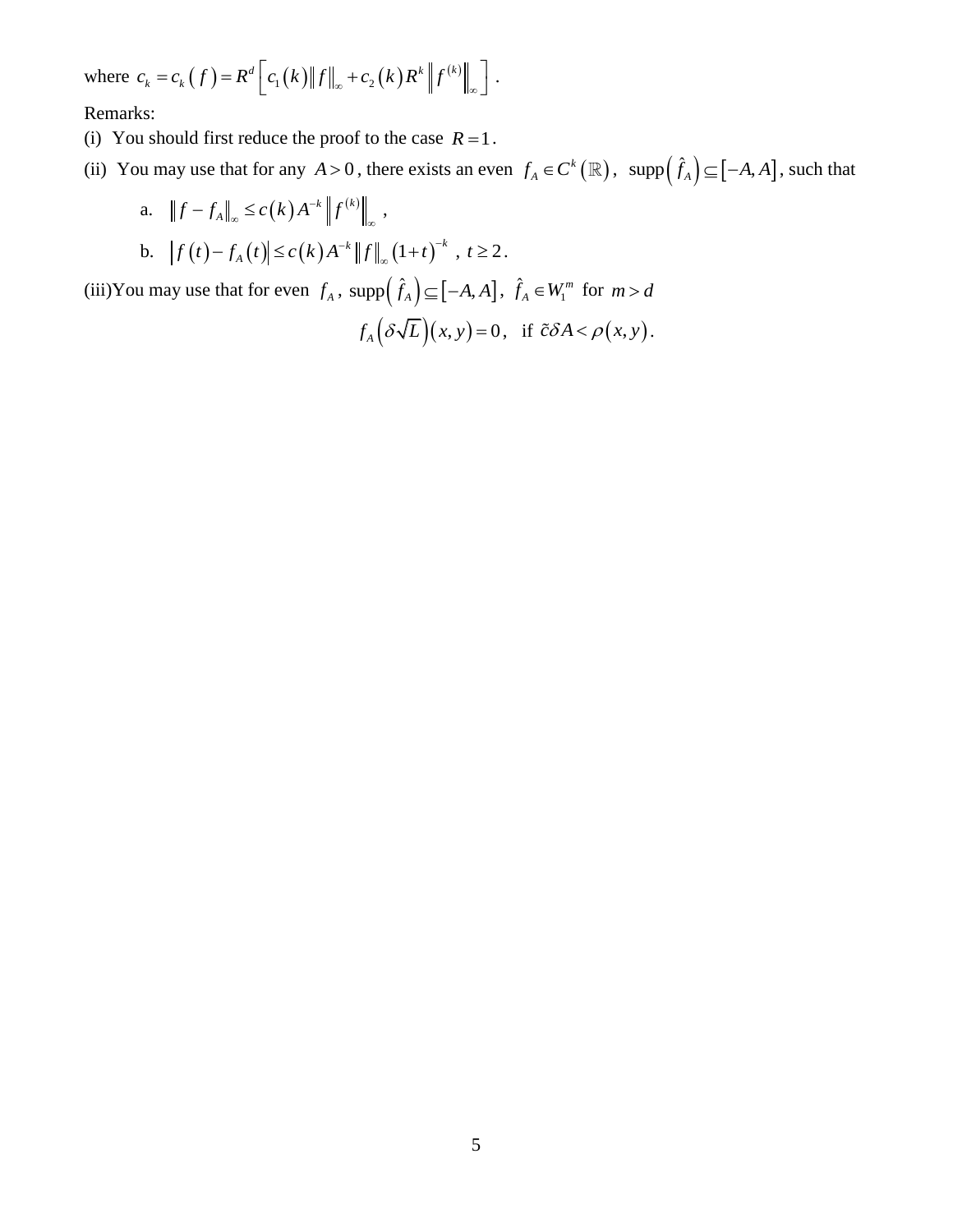where $c_k = c_k(f) = R^d \left[ c_1(k) \|f\|_\infty + c_2(k) R^k \left\| f^{(k)} \right\|_\infty \right]$.

Remarks:

(i) You should first reduce the proof to the case $R = 1$.

(ii) You may use that for any $A > 0$, there exists an even $f_A \in C^k(\mathbb{R})$, $\operatorname{supp}\left(\hat{f}_A\right) \subseteq [-A, A]$, such that

   a. $\|f - f_A\|_\infty \le c(k) A^{-k} \left\| f^{(k)} \right\|_\infty$,

   b. $|f(t) - f_A(t)| \le c(k) A^{-k} \|f\|_\infty (1+t)^{-k}$, $t \ge 2$.

(iii) You may use that for even $f_A$, $\operatorname{supp}\left(\hat{f}_A\right) \subseteq [-A, A]$, $\hat{f}_A \in W_1^m$ for $m > d$

$$f_A\left(\delta\sqrt{L}\right)(x, y) = 0, \quad \text{if } \tilde{c}\delta A < \rho(x, y).$$